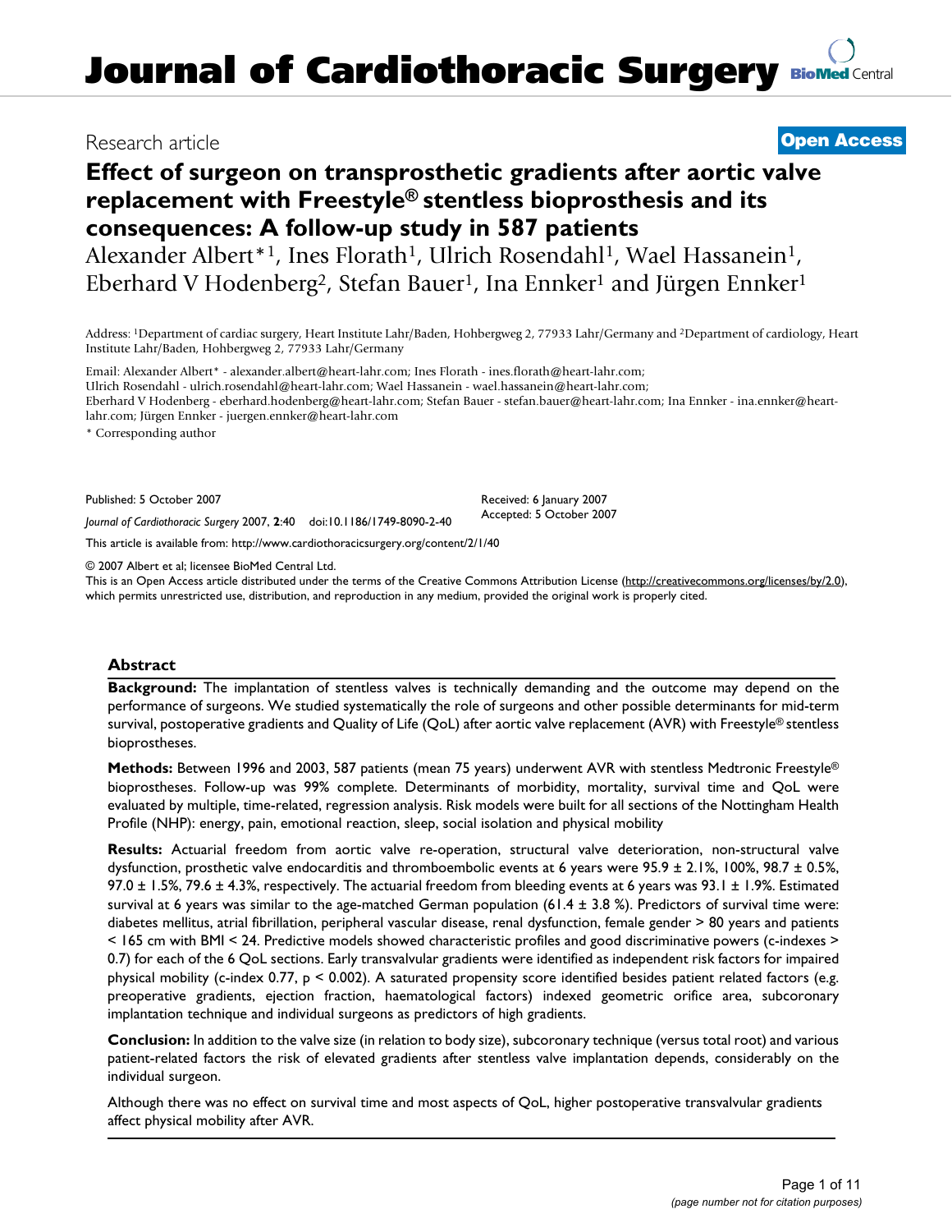# Journal of Cardiothoracic Surgery

Research article

**Open Access**

## Effect of surgeon on transprosthetic gradients after aortic valve replacement with Freestyle® stentless bioprosthesis and its consequences: A follow-up study in 587 patients

Alexander Albert*[1], Ines Florath[1], Ulrich Rosendahl[1], Wael Hassanein[1], Eberhard V Hodenberg[2], Stefan Bauer[1], Ina Ennker[1] and Jürgen Ennker[1]

Address: [1]Department of cardiac surgery, Heart Institute Lahr/Baden, Hohbergweg 2, 77933 Lahr/Germany and [2]Department of cardiology, Heart Institute Lahr/Baden, Hohbergweg 2, 77933 Lahr/Germany

Email: Alexander Albert* - alexander.albert@heart-lahr.com; Ines Florath - ines.florath@heart-lahr.com; Ulrich Rosendahl - ulrich.rosendahl@heart-lahr.com; Wael Hassanein - wael.hassanein@heart-lahr.com; Eberhard V Hodenberg - eberhard.hodenberg@heart-lahr.com; Stefan Bauer - stefan.bauer@heart-lahr.com; Ina Ennker - ina.ennker@heart-lahr.com; Jürgen Ennker - juergen.ennker@heart-lahr.com

* Corresponding author

Published: 5 October 2007

*Journal of Cardiothoracic Surgery* 2007, **2**:40 doi:10.1186/1749-8090-2-40

Received: 6 January 2007
Accepted: 5 October 2007

This article is available from: http://www.cardiothoracicsurgery.org/content/2/1/40

© 2007 Albert et al; licensee BioMed Central Ltd.

This is an Open Access article distributed under the terms of the Creative Commons Attribution License (http://creativecommons.org/licenses/by/2.0), which permits unrestricted use, distribution, and reproduction in any medium, provided the original work is properly cited.

## Abstract

**Background:** The implantation of stentless valves is technically demanding and the outcome may depend on the performance of surgeons. We studied systematically the role of surgeons and other possible determinants for mid-term survival, postoperative gradients and Quality of Life (QoL) after aortic valve replacement (AVR) with Freestyle® stentless bioprostheses.

**Methods:** Between 1996 and 2003, 587 patients (mean 75 years) underwent AVR with stentless Medtronic Freestyle® bioprostheses. Follow-up was 99% complete. Determinants of morbidity, mortality, survival time and QoL were evaluated by multiple, time-related, regression analysis. Risk models were built for all sections of the Nottingham Health Profile (NHP): energy, pain, emotional reaction, sleep, social isolation and physical mobility

**Results:** Actuarial freedom from aortic valve re-operation, structural valve deterioration, non-structural valve dysfunction, prosthetic valve endocarditis and thromboembolic events at 6 years were 95.9 ± 2.1%, 100%, 98.7 ± 0.5%, 97.0 ± 1.5%, 79.6 ± 4.3%, respectively. The actuarial freedom from bleeding events at 6 years was 93.1 ± 1.9%. Estimated survival at 6 years was similar to the age-matched German population (61.4 ± 3.8 %). Predictors of survival time were: diabetes mellitus, atrial fibrillation, peripheral vascular disease, renal dysfunction, female gender > 80 years and patients < 165 cm with BMI < 24. Predictive models showed characteristic profiles and good discriminative powers (c-indexes > 0.7) for each of the 6 QoL sections. Early transvalvular gradients were identified as independent risk factors for impaired physical mobility (c-index 0.77, $p < 0.002$). A saturated propensity score identified besides patient related factors (e.g. preoperative gradients, ejection fraction, haematological factors) indexed geometric orifice area, subcoronary implantation technique and individual surgeons as predictors of high gradients.

**Conclusion:** In addition to the valve size (in relation to body size), subcoronary technique (versus total root) and various patient-related factors the risk of elevated gradients after stentless valve implantation depends, considerably on the individual surgeon.

Although there was no effect on survival time and most aspects of QoL, higher postoperative transvalvular gradients affect physical mobility after AVR.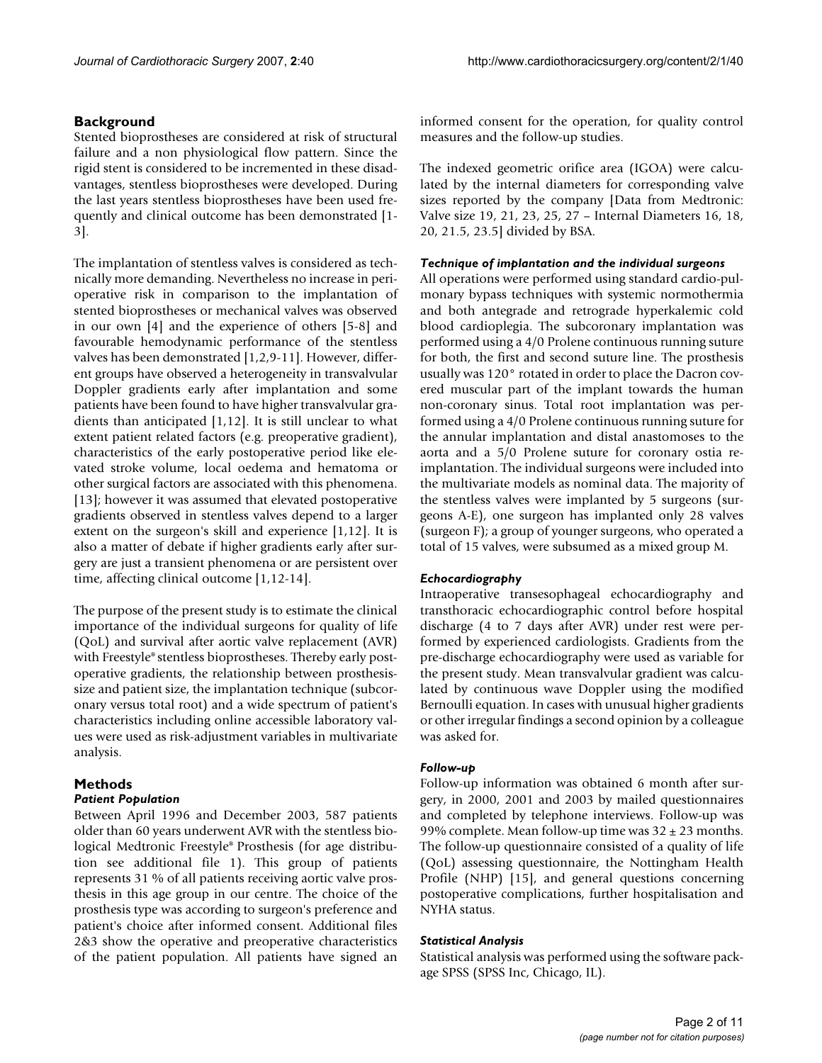## Background

Stented bioprostheses are considered at risk of structural failure and a non physiological flow pattern. Since the rigid stent is considered to be incremented in these disadvantages, stentless bioprostheses were developed. During the last years stentless bioprostheses have been used frequently and clinical outcome has been demonstrated [1-3].

The implantation of stentless valves is considered as technically more demanding. Nevertheless no increase in perioperative risk in comparison to the implantation of stented bioprostheses or mechanical valves was observed in our own [4] and the experience of others [5-8] and favourable hemodynamic performance of the stentless valves has been demonstrated [1,2,9-11]. However, different groups have observed a heterogeneity in transvalvular Doppler gradients early after implantation and some patients have been found to have higher transvalvular gradients than anticipated [1,12]. It is still unclear to what extent patient related factors (e.g. preoperative gradient), characteristics of the early postoperative period like elevated stroke volume, local oedema and hematoma or other surgical factors are associated with this phenomena. [13]; however it was assumed that elevated postoperative gradients observed in stentless valves depend to a larger extent on the surgeon's skill and experience [1,12]. It is also a matter of debate if higher gradients early after surgery are just a transient phenomena or are persistent over time, affecting clinical outcome [1,12-14].

The purpose of the present study is to estimate the clinical importance of the individual surgeons for quality of life (QoL) and survival after aortic valve replacement (AVR) with Freestyle® stentless bioprostheses. Thereby early postoperative gradients, the relationship between prosthesis-size and patient size, the implantation technique (subcoronary versus total root) and a wide spectrum of patient's characteristics including online accessible laboratory values were used as risk-adjustment variables in multivariate analysis.

## Methods

### *Patient Population*

Between April 1996 and December 2003, 587 patients older than 60 years underwent AVR with the stentless biological Medtronic Freestyle® Prosthesis (for age distribution see additional file 1). This group of patients represents 31 % of all patients receiving aortic valve prosthesis in this age group in our centre. The choice of the prosthesis type was according to surgeon's preference and patient's choice after informed consent. Additional files 2&3 show the operative and preoperative characteristics of the patient population. All patients have signed an informed consent for the operation, for quality control measures and the follow-up studies.

The indexed geometric orifice area (IGOA) were calculated by the internal diameters for corresponding valve sizes reported by the company [Data from Medtronic: Valve size 19, 21, 23, 25, 27 – Internal Diameters 16, 18, 20, 21.5, 23.5] divided by BSA.

### *Technique of implantation and the individual surgeons*

All operations were performed using standard cardio-pulmonary bypass techniques with systemic normothermia and both antegrade and retrograde hyperkalemic cold blood cardioplegia. The subcoronary implantation was performed using a 4/0 Prolene continuous running suture for both, the first and second suture line. The prosthesis usually was 120° rotated in order to place the Dacron covered muscular part of the implant towards the human non-coronary sinus. Total root implantation was performed using a 4/0 Prolene continuous running suture for the annular implantation and distal anastomoses to the aorta and a 5/0 Prolene suture for coronary ostia re-implantation. The individual surgeons were included into the multivariate models as nominal data. The majority of the stentless valves were implanted by 5 surgeons (surgeons A-E), one surgeon has implanted only 28 valves (surgeon F); a group of younger surgeons, who operated a total of 15 valves, were subsumed as a mixed group M.

### *Echocardiography*

Intraoperative transesophageal echocardiography and transthoracic echocardiographic control before hospital discharge (4 to 7 days after AVR) under rest were performed by experienced cardiologists. Gradients from the pre-discharge echocardiography were used as variable for the present study. Mean transvalvular gradient was calculated by continuous wave Doppler using the modified Bernoulli equation. In cases with unusual higher gradients or other irregular findings a second opinion by a colleague was asked for.

### *Follow-up*

Follow-up information was obtained 6 month after surgery, in 2000, 2001 and 2003 by mailed questionnaires and completed by telephone interviews. Follow-up was 99% complete. Mean follow-up time was 32 ± 23 months. The follow-up questionnaire consisted of a quality of life (QoL) assessing questionnaire, the Nottingham Health Profile (NHP) [15], and general questions concerning postoperative complications, further hospitalisation and NYHA status.

### *Statistical Analysis*

Statistical analysis was performed using the software package SPSS (SPSS Inc, Chicago, IL).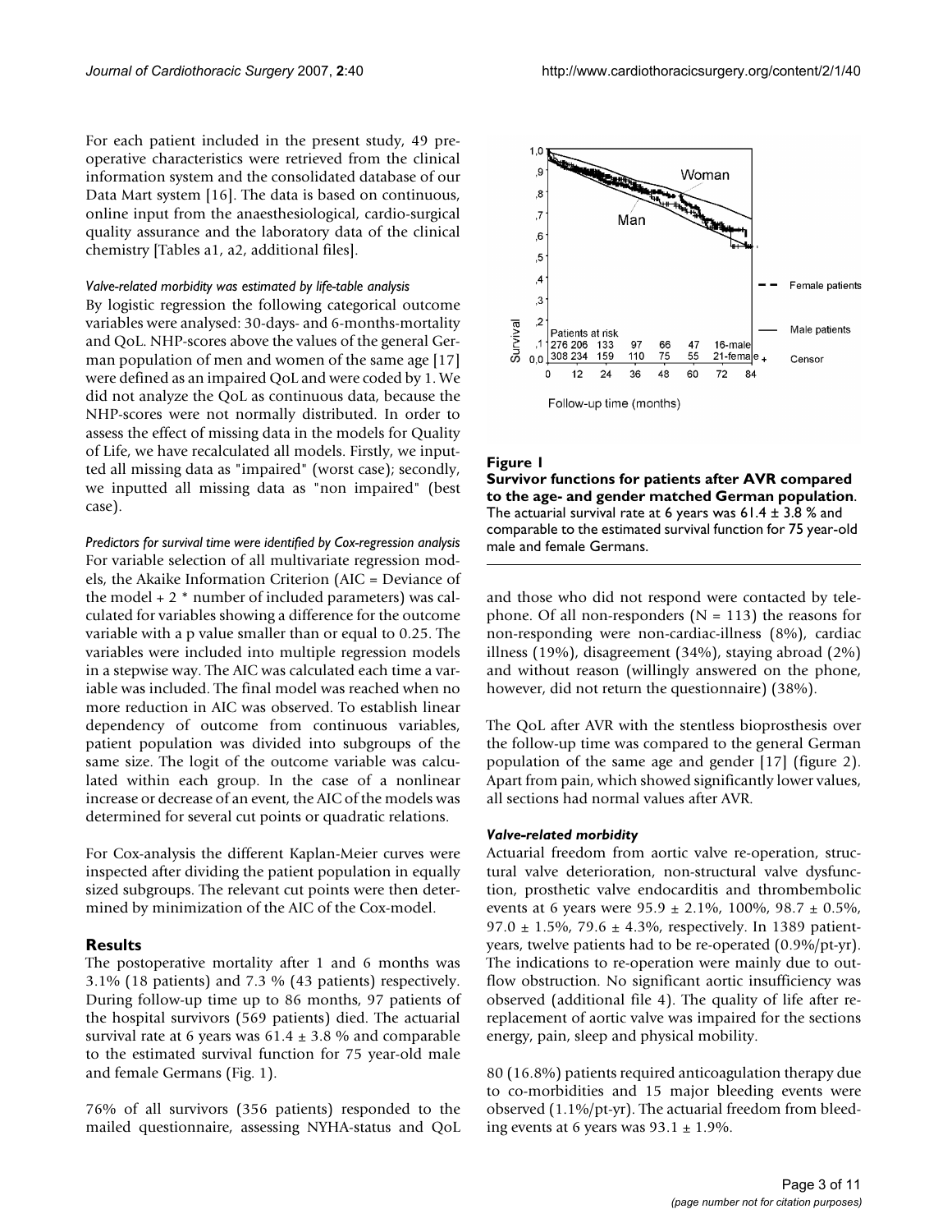For each patient included in the present study, 49 preoperative characteristics were retrieved from the clinical information system and the consolidated database of our Data Mart system [16]. The data is based on continuous, online input from the anaesthesiological, cardio-surgical quality assurance and the laboratory data of the clinical chemistry [Tables a1, a2, additional files].

*Valve-related morbidity was estimated by life-table analysis*

By logistic regression the following categorical outcome variables were analysed: 30-days- and 6-months-mortality and QoL. NHP-scores above the values of the general German population of men and women of the same age [17] were defined as an impaired QoL and were coded by 1. We did not analyze the QoL as continuous data, because the NHP-scores were not normally distributed. In order to assess the effect of missing data in the models for Quality of Life, we have recalculated all models. Firstly, we inputted all missing data as "impaired" (worst case); secondly, we inputted all missing data as "non impaired" (best case).

*Predictors for survival time were identified by Cox-regression analysis*

For variable selection of all multivariate regression models, the Akaike Information Criterion (AIC = Deviance of the model + 2 * number of included parameters) was calculated for variables showing a difference for the outcome variable with a p value smaller than or equal to 0.25. The variables were included into multiple regression models in a stepwise way. The AIC was calculated each time a variable was included. The final model was reached when no more reduction in AIC was observed. To establish linear dependency of outcome from continuous variables, patient population was divided into subgroups of the same size. The logit of the outcome variable was calculated within each group. In the case of a nonlinear increase or decrease of an event, the AIC of the models was determined for several cut points or quadratic relations.

For Cox-analysis the different Kaplan-Meier curves were inspected after dividing the patient population in equally sized subgroups. The relevant cut points were then determined by minimization of the AIC of the Cox-model.

## Results

The postoperative mortality after 1 and 6 months was 3.1% (18 patients) and 7.3 % (43 patients) respectively. During follow-up time up to 86 months, 97 patients of the hospital survivors (569 patients) died. The actuarial survival rate at 6 years was 61.4 ± 3.8 % and comparable to the estimated survival function for 75 year-old male and female Germans (Fig. 1).

76% of all survivors (356 patients) responded to the mailed questionnaire, assessing NYHA-status and QoL and those who did not respond were contacted by telephone. Of all non-responders (N = 113) the reasons for non-responding were non-cardiac-illness (8%), cardiac illness (19%), disagreement (34%), staying abroad (2%) and without reason (willingly answered on the phone, however, did not return the questionnaire) (38%).

**Figure 1**

**Survivor functions for patients after AVR compared to the age- and gender matched German population**. The actuarial survival rate at 6 years was 61.4 ± 3.8 % and comparable to the estimated survival function for 75 year-old male and female Germans.

The QoL after AVR with the stentless bioprosthesis over the follow-up time was compared to the general German population of the same age and gender [17] (figure 2). Apart from pain, which showed significantly lower values, all sections had normal values after AVR.

### *Valve-related morbidity*

Actuarial freedom from aortic valve re-operation, structural valve deterioration, non-structural valve dysfunction, prosthetic valve endocarditis and thrombembolic events at 6 years were 95.9 ± 2.1%, 100%, 98.7 ± 0.5%, 97.0 ± 1.5%, 79.6 ± 4.3%, respectively. In 1389 patient-years, twelve patients had to be re-operated (0.9%/pt-yr). The indications to re-operation were mainly due to outflow obstruction. No significant aortic insufficiency was observed (additional file 4). The quality of life after re-replacement of aortic valve was impaired for the sections energy, pain, sleep and physical mobility.

80 (16.8%) patients required anticoagulation therapy due to co-morbidities and 15 major bleeding events were observed (1.1%/pt-yr). The actuarial freedom from bleeding events at 6 years was 93.1 ± 1.9%.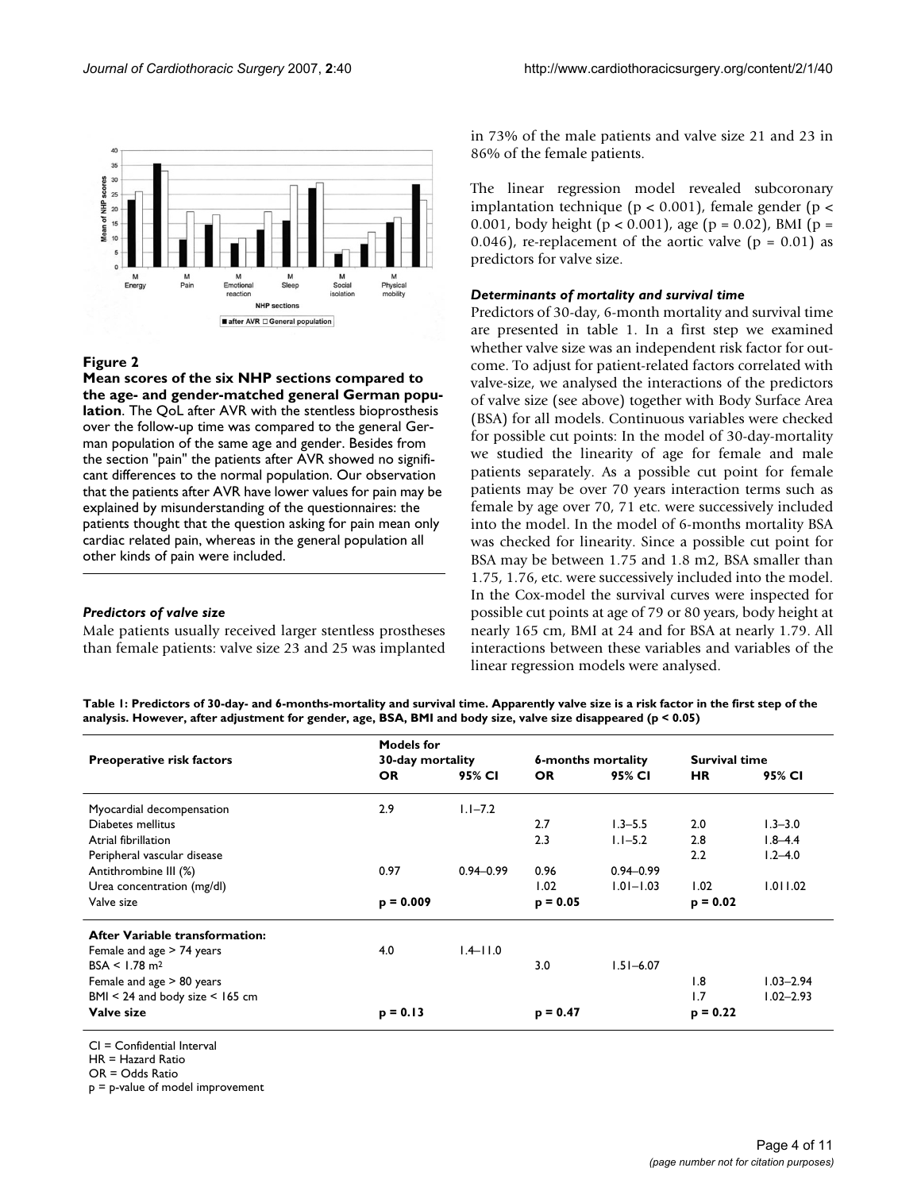**Figure 2**

**Mean scores of the six NHP sections compared to the age- and gender-matched general German population**. The QoL after AVR with the stentless bioprosthesis over the follow-up time was compared to the general German population of the same age and gender. Besides from the section "pain" the patients after AVR showed no significant differences to the normal population. Our observation that the patients after AVR have lower values for pain may be explained by misunderstanding of the questionnaires: the patients thought that the question asking for pain mean only cardiac related pain, whereas in the general population all other kinds of pain were included.

### *Predictors of valve size*

Male patients usually received larger stentless prostheses than female patients: valve size 23 and 25 was implanted in 73% of the male patients and valve size 21 and 23 in 86% of the female patients.

The linear regression model revealed subcoronary implantation technique ($p < 0.001$), female gender ($p < 0.001$, body height ($p < 0.001$), age ($p = 0.02$), BMI ($p = 0.046$), re-replacement of the aortic valve ($p = 0.01$) as predictors for valve size.

### *Determinants of mortality and survival time*

Predictors of 30-day, 6-month mortality and survival time are presented in table 1. In a first step we examined whether valve size was an independent risk factor for outcome. To adjust for patient-related factors correlated with valve-size, we analysed the interactions of the predictors of valve size (see above) together with Body Surface Area (BSA) for all models. Continuous variables were checked for possible cut points: In the model of 30-day-mortality we studied the linearity of age for female and male patients separately. As a possible cut point for female patients may be over 70 years interaction terms such as female by age over 70, 71 etc. were successively included into the model. In the model of 6-months mortality BSA was checked for linearity. Since a possible cut point for BSA may be between 1.75 and 1.8 m2, BSA smaller than 1.75, 1.76, etc. were successively included into the model. In the Cox-model the survival curves were inspected for possible cut points at age of 79 or 80 years, body height at nearly 165 cm, BMI at 24 and for BSA at nearly 1.79. All interactions between these variables and variables of the linear regression models were analysed.

**Table 1: Predictors of 30-day- and 6-months-mortality and survival time. Apparently valve size is a risk factor in the first step of the analysis. However, after adjustment for gender, age, BSA, BMI and body size, valve size disappeared ($p < 0.05$)**

| Preoperative risk factors | Models for 30-day mortality | | 6-months mortality | | Survival time | |
|---|---|---|---|---|---|---|
| | **OR** | **95% CI** | **OR** | **95% CI** | **HR** | **95% CI** |
| Myocardial decompensation | 2.9 | 1.1–7.2 | | | | |
| Diabetes mellitus | | | 2.7 | 1.3–5.5 | 2.0 | 1.3–3.0 |
| Atrial fibrillation | | | 2.3 | 1.1–5.2 | 2.8 | 1.8–4.4 |
| Peripheral vascular disease | | | | | 2.2 | 1.2–4.0 |
| Antithrombine III (%) | 0.97 | 0.94–0.99 | 0.96 | 0.94–0.99 | | |
| Urea concentration (mg/dl) | | | 1.02 | 1.01–1.03 | 1.02 | 1.011.02 |
| Valve size | **p = 0.009** | | **p = 0.05** | | **p = 0.02** | |
| **After Variable transformation:** | | | | | | |
| Female and age > 74 years | 4.0 | 1.4–11.0 | | | | |
| BSA < 1.78 m² | | | 3.0 | 1.51–6.07 | | |
| Female and age > 80 years | | | | | 1.8 | 1.03–2.94 |
| BMI < 24 and body size < 165 cm | | | | | 1.7 | 1.02–2.93 |
| **Valve size** | **p = 0.13** | | **p = 0.47** | | **p = 0.22** | |

CI = Confidential Interval
HR = Hazard Ratio
OR = Odds Ratio
p = p-value of model improvement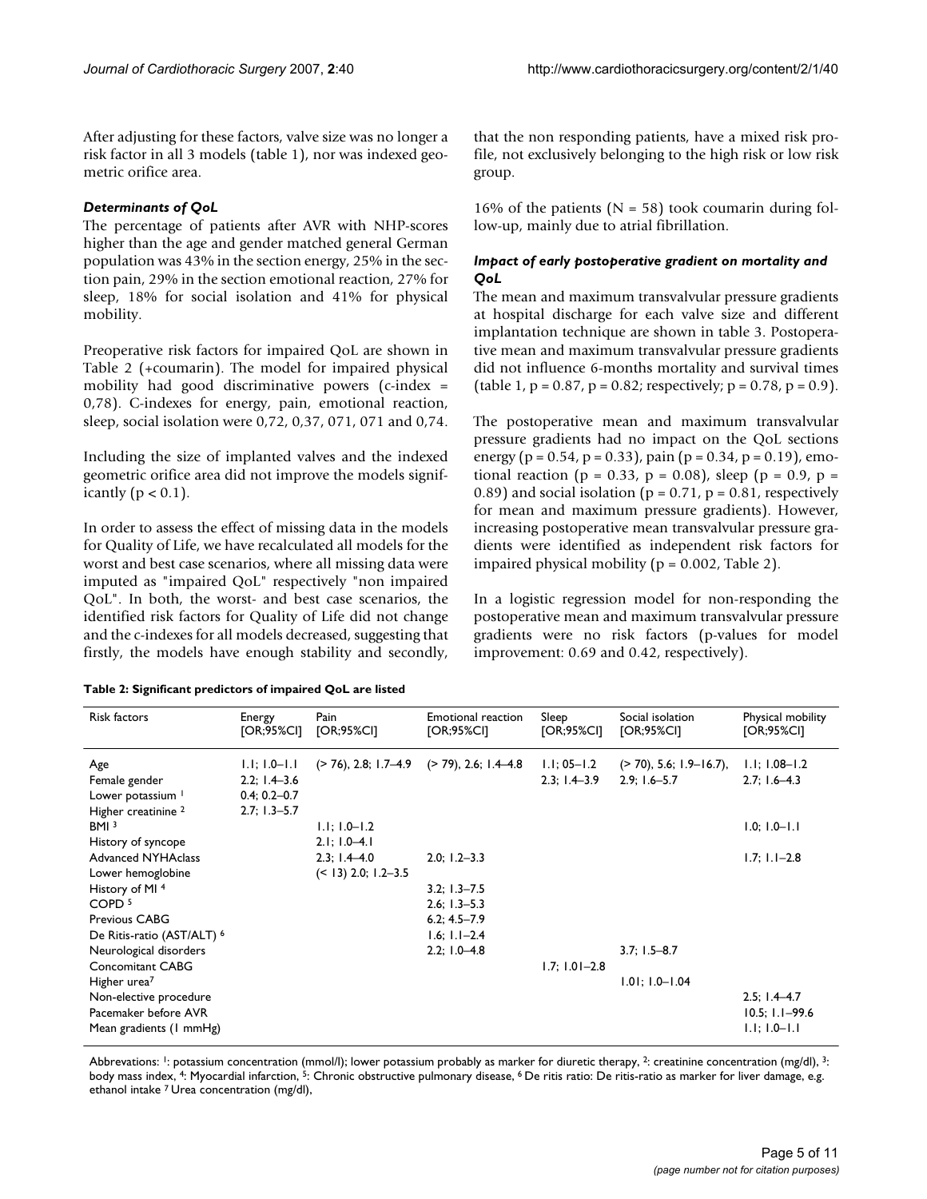After adjusting for these factors, valve size was no longer a risk factor in all 3 models (table 1), nor was indexed geometric orifice area.

### *Determinants of QoL*

The percentage of patients after AVR with NHP-scores higher than the age and gender matched general German population was 43% in the section energy, 25% in the section pain, 29% in the section emotional reaction, 27% for sleep, 18% for social isolation and 41% for physical mobility.

Preoperative risk factors for impaired QoL are shown in Table 2 (+coumarin). The model for impaired physical mobility had good discriminative powers (c-index = 0,78). C-indexes for energy, pain, emotional reaction, sleep, social isolation were 0,72, 0,37, 071, 071 and 0,74.

Including the size of implanted valves and the indexed geometric orifice area did not improve the models significantly ($p < 0.1$).

In order to assess the effect of missing data in the models for Quality of Life, we have recalculated all models for the worst and best case scenarios, where all missing data were imputed as "impaired QoL" respectively "non impaired QoL". In both, the worst- and best case scenarios, the identified risk factors for Quality of Life did not change and the c-indexes for all models decreased, suggesting that firstly, the models have enough stability and secondly, that the non responding patients, have a mixed risk profile, not exclusively belonging to the high risk or low risk group.

16% of the patients (N = 58) took coumarin during follow-up, mainly due to atrial fibrillation.

### *Impact of early postoperative gradient on mortality and QoL*

The mean and maximum transvalvular pressure gradients at hospital discharge for each valve size and different implantation technique are shown in table 3. Postoperative mean and maximum transvalvular pressure gradients did not influence 6-months mortality and survival times (table 1, $p = 0.87$, $p = 0.82$; respectively; $p = 0.78$, $p = 0.9$).

The postoperative mean and maximum transvalvular pressure gradients had no impact on the QoL sections energy ($p = 0.54$, $p = 0.33$), pain ($p = 0.34$, $p = 0.19$), emotional reaction ($p = 0.33$, $p = 0.08$), sleep ($p = 0.9$, $p = 0.89$) and social isolation ($p = 0.71$, $p = 0.81$, respectively for mean and maximum pressure gradients). However, increasing postoperative mean transvalvular pressure gradients were identified as independent risk factors for impaired physical mobility ($p = 0.002$, Table 2).

In a logistic regression model for non-responding the postoperative mean and maximum transvalvular pressure gradients were no risk factors (p-values for model improvement: 0.69 and 0.42, respectively).

**Table 2: Significant predictors of impaired QoL are listed**

| Risk factors | Energy [OR;95%CI] | Pain [OR;95%CI] | Emotional reaction [OR;95%CI] | Sleep [OR;95%CI] | Social isolation [OR;95%CI] | Physical mobility [OR;95%CI] |
|---|---|---|---|---|---|---|
| Age | 1.1; 1.0–1.1 | (> 76), 2.8; 1.7–4.9 | (> 79), 2.6; 1.4–4.8 | 1.1; 05–1.2 | (> 70), 5.6; 1.9–16.7), | 1.1; 1.08–1.2 |
| Female gender | 2.2; 1.4–3.6 | | | 2.3; 1.4–3.9 | 2.9; 1.6–5.7 | 2.7; 1.6–4.3 |
| Lower potassium [1] | 0.4; 0.2–0.7 | | | | | |
| Higher creatinine [2] | 2.7; 1.3–5.7 | | | | | |
| BMI [3] | | 1.1; 1.0–1.2 | | | | 1.0; 1.0–1.1 |
| History of syncope | | 2.1; 1.0–4.1 | | | | |
| Advanced NYHAclass | | 2.3; 1.4–4.0 | 2.0; 1.2–3.3 | | | 1.7; 1.1–2.8 |
| Lower hemoglobine | | (< 13) 2.0; 1.2–3.5 | | | | |
| History of MI [4] | | | 3.2; 1.3–7.5 | | | |
| COPD [5] | | | 2.6; 1.3–5.3 | | | |
| Previous CABG | | | 6.2; 4.5–7.9 | | | |
| De Ritis-ratio (AST/ALT) [6] | | | 1.6; 1.1–2.4 | | | |
| Neurological disorders | | | 2.2; 1.0–4.8 | | 3.7; 1.5–8.7 | |
| Concomitant CABG | | | | 1.7; 1.01–2.8 | | |
| Higher urea[7] | | | | | 1.01; 1.0–1.04 | |
| Non-elective procedure | | | | | | 2.5; 1.4–4.7 |
| Pacemaker before AVR | | | | | | 10.5; 1.1–99.6 |
| Mean gradients (1 mmHg) | | | | | | 1.1; 1.0–1.1 |

Abbrevations: [1]: potassium concentration (mmol/l); lower potassium probably as marker for diuretic therapy, [2]: creatinine concentration (mg/dl), [3]: body mass index, [4]: Myocardial infarction, [5]: Chronic obstructive pulmonary disease, [6] De ritis ratio: De ritis-ratio as marker for liver damage, e.g. ethanol intake [7] Urea concentration (mg/dl),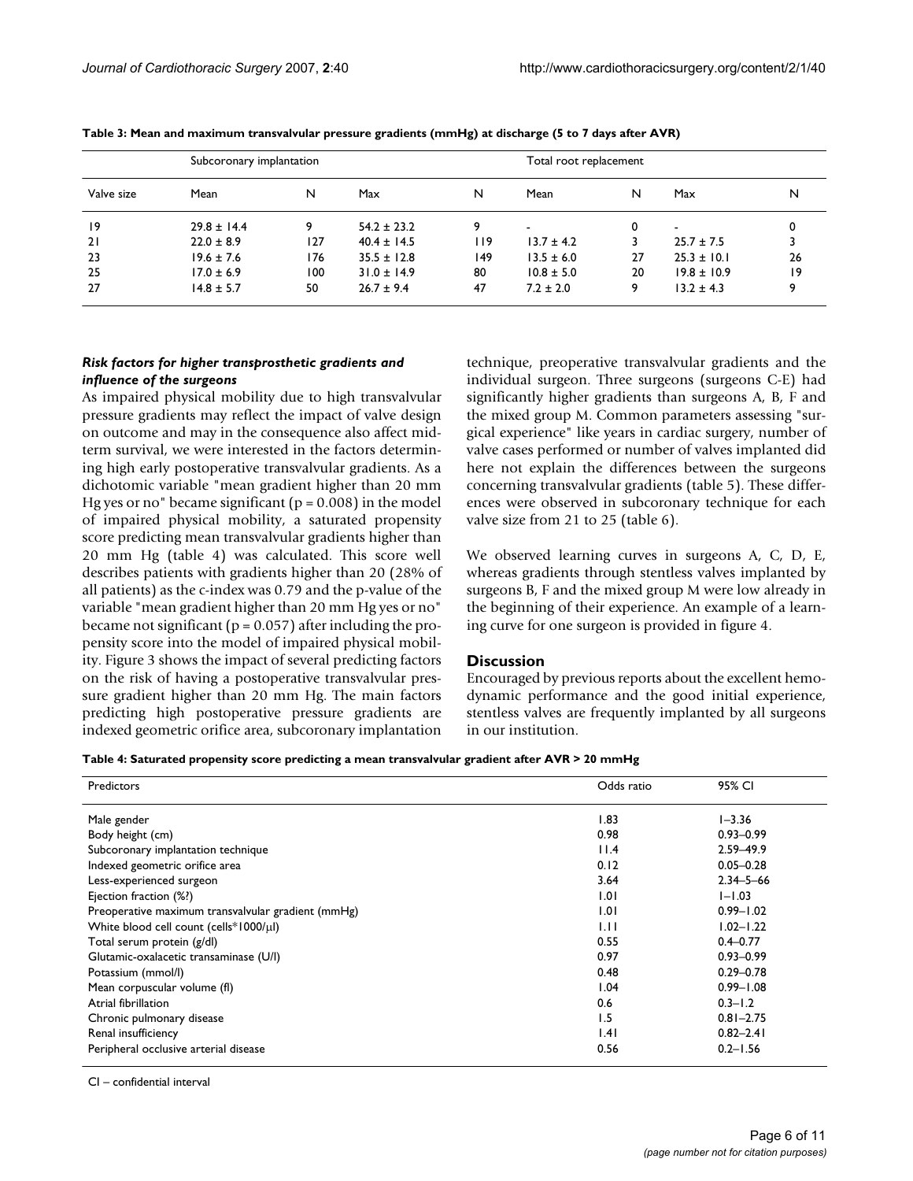**Table 3: Mean and maximum transvalvular pressure gradients (mmHg) at discharge (5 to 7 days after AVR)**

| | Subcoronary implantation | | | | Total root replacement | | | |
|---|---|---|---|---|---|---|---|---|
| Valve size | Mean | N | Max | N | Mean | N | Max | N |
| 19 | 29.8 ± 14.4 | 9 | 54.2 ± 23.2 | 9 | - | 0 | - | 0 |
| 21 | 22.0 ± 8.9 | 127 | 40.4 ± 14.5 | 119 | 13.7 ± 4.2 | 3 | 25.7 ± 7.5 | 3 |
| 23 | 19.6 ± 7.6 | 176 | 35.5 ± 12.8 | 149 | 13.5 ± 6.0 | 27 | 25.3 ± 10.1 | 26 |
| 25 | 17.0 ± 6.9 | 100 | 31.0 ± 14.9 | 80 | 10.8 ± 5.0 | 20 | 19.8 ± 10.9 | 19 |
| 27 | 14.8 ± 5.7 | 50 | 26.7 ± 9.4 | 47 | 7.2 ± 2.0 | 9 | 13.2 ± 4.3 | 9 |

### *Risk factors for higher transprosthetic gradients and influence of the surgeons*

As impaired physical mobility due to high transvalvular pressure gradients may reflect the impact of valve design on outcome and may in the consequence also affect mid-term survival, we were interested in the factors determining high early postoperative transvalvular gradients. As a dichotomic variable "mean gradient higher than 20 mm Hg yes or no" became significant ($p = 0.008$) in the model of impaired physical mobility, a saturated propensity score predicting mean transvalvular gradients higher than 20 mm Hg (table 4) was calculated. This score well describes patients with gradients higher than 20 (28% of all patients) as the c-index was 0.79 and the p-value of the variable "mean gradient higher than 20 mm Hg yes or no" became not significant ($p = 0.057$) after including the propensity score into the model of impaired physical mobility. Figure 3 shows the impact of several predicting factors on the risk of having a postoperative transvalvular pressure gradient higher than 20 mm Hg. The main factors predicting high postoperative pressure gradients are indexed geometric orifice area, subcoronary implantation technique, preoperative transvalvular gradients and the individual surgeon. Three surgeons (surgeons C-E) had significantly higher gradients than surgeons A, B, F and the mixed group M. Common parameters assessing "surgical experience" like years in cardiac surgery, number of valve cases performed or number of valves implanted did here not explain the differences between the surgeons concerning transvalvular gradients (table 5). These differences were observed in subcoronary technique for each valve size from 21 to 25 (table 6).

We observed learning curves in surgeons A, C, D, E, whereas gradients through stentless valves implanted by surgeons B, F and the mixed group M were low already in the beginning of their experience. An example of a learning curve for one surgeon is provided in figure 4.

## Discussion

Encouraged by previous reports about the excellent hemodynamic performance and the good initial experience, stentless valves are frequently implanted by all surgeons in our institution.

**Table 4: Saturated propensity score predicting a mean transvalvular gradient after AVR > 20 mmHg**

| Predictors | Odds ratio | 95% CI |
|---|---|---|
| Male gender | 1.83 | 1–3.36 |
| Body height (cm) | 0.98 | 0.93–0.99 |
| Subcoronary implantation technique | 11.4 | 2.59–49.9 |
| Indexed geometric orifice area | 0.12 | 0.05–0.28 |
| Less-experienced surgeon | 3.64 | 2.34–5–66 |
| Ejection fraction (%?) | 1.01 | 1–1.03 |
| Preoperative maximum transvalvular gradient (mmHg) | 1.01 | 0.99–1.02 |
| White blood cell count (cells*1000/μl) | 1.11 | 1.02–1.22 |
| Total serum protein (g/dl) | 0.55 | 0.4–0.77 |
| Glutamic-oxalacetic transaminase (U/l) | 0.97 | 0.93–0.99 |
| Potassium (mmol/l) | 0.48 | 0.29–0.78 |
| Mean corpuscular volume (fl) | 1.04 | 0.99–1.08 |
| Atrial fibrillation | 0.6 | 0.3–1.2 |
| Chronic pulmonary disease | 1.5 | 0.81–2.75 |
| Renal insufficiency | 1.41 | 0.82–2.41 |
| Peripheral occlusive arterial disease | 0.56 | 0.2–1.56 |

CI – confidential interval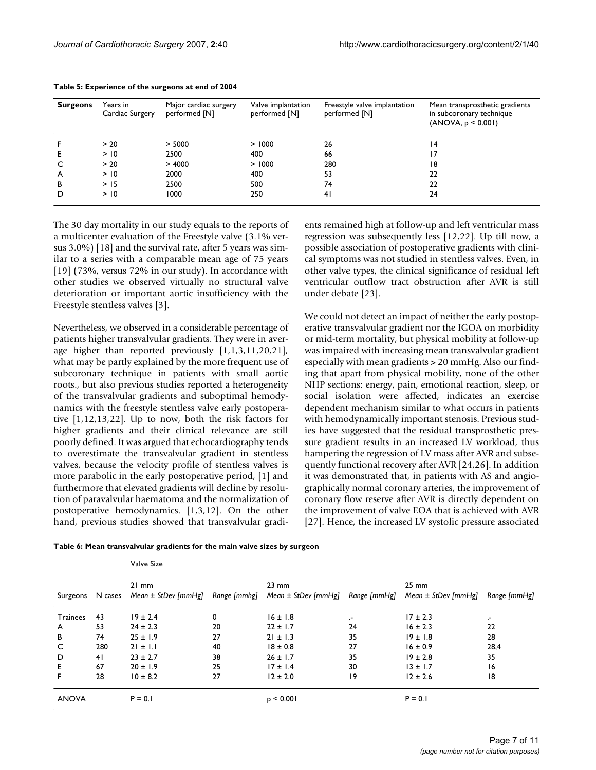**Table 5: Experience of the surgeons at end of 2004**

| Surgeons | Years in Cardiac Surgery | Major cardiac surgery performed [N] | Valve implantation performed [N] | Freestyle valve implantation performed [N] | Mean transprosthetic gradients in subcoronary technique (ANOVA, $p < 0.001$) |
|---|---|---|---|---|---|
| F | > 20 | > 5000 | > 1000 | 26 | 14 |
| E | > 10 | 2500 | 400 | 66 | 17 |
| C | > 20 | > 4000 | > 1000 | 280 | 18 |
| A | > 10 | 2000 | 400 | 53 | 22 |
| B | > 15 | 2500 | 500 | 74 | 22 |
| D | > 10 | 1000 | 250 | 41 | 24 |

The 30 day mortality in our study equals to the reports of a multicenter evaluation of the Freestyle valve (3.1% versus 3.0%) [18] and the survival rate, after 5 years was similar to a series with a comparable mean age of 75 years [19] (73%, versus 72% in our study). In accordance with other studies we observed virtually no structural valve deterioration or important aortic insufficiency with the Freestyle stentless valves [3].

Nevertheless, we observed in a considerable percentage of patients higher transvalvular gradients. They were in average higher than reported previously [1,1,3,11,20,21], what may be partly explained by the more frequent use of subcoronary technique in patients with small aortic roots., but also previous studies reported a heterogeneity of the transvalvular gradients and suboptimal hemodynamics with the freestyle stentless valve early postoperative [1,12,13,22]. Up to now, both the risk factors for higher gradients and their clinical relevance are still poorly defined. It was argued that echocardiography tends to overestimate the transvalvular gradient in stentless valves, because the velocity profile of stentless valves is more parabolic in the early postoperative period, [1] and furthermore that elevated gradients will decline by resolution of paravalvular haematoma and the normalization of postoperative hemodynamics. [1,3,12]. On the other hand, previous studies showed that transvalvular gradients remained high at follow-up and left ventricular mass regression was subsequently less [12,22]. Up till now, a possible association of postoperative gradients with clinical symptoms was not studied in stentless valves. Even, in other valve types, the clinical significance of residual left ventricular outflow tract obstruction after AVR is still under debate [23].

We could not detect an impact of neither the early postoperative transvalvular gradient nor the IGOA on morbidity or mid-term mortality, but physical mobility at follow-up was impaired with increasing mean transvalvular gradient especially with mean gradients > 20 mmHg. Also our finding that apart from physical mobility, none of the other NHP sections: energy, pain, emotional reaction, sleep, or social isolation were affected, indicates an exercise dependent mechanism similar to what occurs in patients with hemodynamically important stenosis. Previous studies have suggested that the residual transprosthetic pressure gradient results in an increased LV workload, thus hampering the regression of LV mass after AVR and subsequently functional recovery after AVR [24,26]. In addition it was demonstrated that, in patients with AS and angiographically normal coronary arteries, the improvement of coronary flow reserve after AVR is directly dependent on the improvement of valve EOA that is achieved with AVR [27]. Hence, the increased LV systolic pressure associated

**Table 6: Mean transvalvular gradients for the main valve sizes by surgeon**

| | | Valve Size | | | | | |
|---|---|---|---|---|---|---|---|
| Surgeons | N cases | 21 mm *Mean ± StDev [mmHg]* | *Range [mmhg]* | 23 mm *Mean ± StDev [mmHg]* | *Range [mmHg]* | 25 mm *Mean ± StDev [mmHg]* | *Range [mmHg]* |
| Trainees | 43 | 19 ± 2.4 | 0 | 16 ± 1.8 | .- | 17 ± 2.3 | .- |
| A | 53 | 24 ± 2.3 | 20 | 22 ± 1.7 | 24 | 16 ± 2.3 | 22 |
| B | 74 | 25 ± 1.9 | 27 | 21 ± 1.3 | 35 | 19 ± 1.8 | 28 |
| C | 280 | 21 ± 1.1 | 40 | 18 ± 0.8 | 27 | 16 ± 0.9 | 28,4 |
| D | 41 | 23 ± 2.7 | 38 | 26 ± 1.7 | 35 | 19 ± 2.8 | 35 |
| E | 67 | 20 ± 1.9 | 25 | 17 ± 1.4 | 30 | 13 ± 1.7 | 16 |
| F | 28 | 10 ± 8.2 | 27 | 12 ± 2.0 | 19 | 12 ± 2.6 | 18 |
| ANOVA | | $P = 0.1$ | | $p < 0.001$ | | $P = 0.1$ | |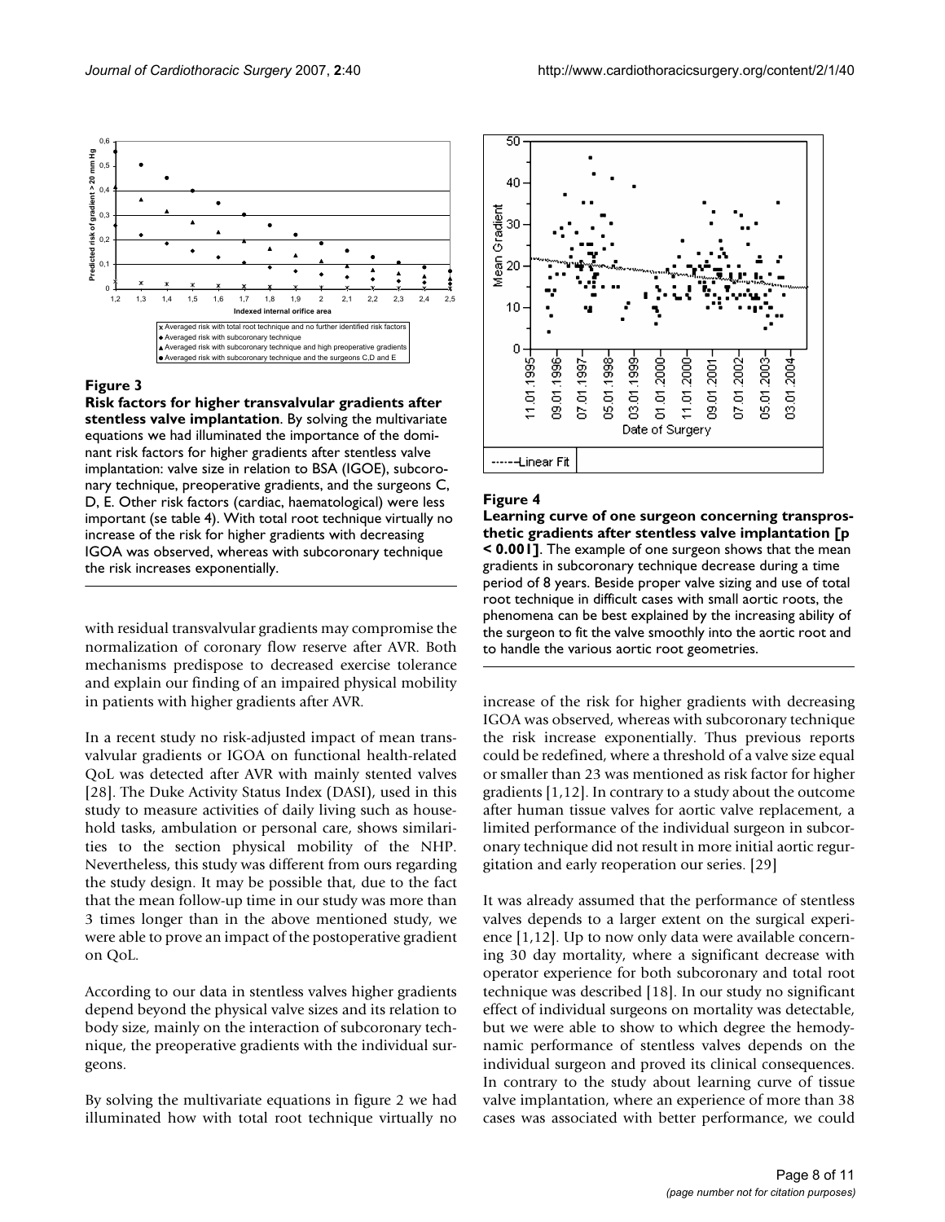**Figure 3**

**Risk factors for higher transvalvular gradients after stentless valve implantation**. By solving the multivariate equations we had illuminated the importance of the dominant risk factors for higher gradients after stentless valve implantation: valve size in relation to BSA (IGOE), subcoronary technique, preoperative gradients, and the surgeons C, D, E. Other risk factors (cardiac, haematological) were less important (se table 4). With total root technique virtually no increase of the risk for higher gradients with decreasing IGOA was observed, whereas with subcoronary technique the risk increases exponentially.

**Figure 4**

**Learning curve of one surgeon concerning transprosthetic gradients after stentless valve implantation [p < 0.001]**. The example of one surgeon shows that the mean gradients in subcoronary technique decrease during a time period of 8 years. Beside proper valve sizing and use of total root technique in difficult cases with small aortic roots, the phenomena can be best explained by the increasing ability of the surgeon to fit the valve smoothly into the aortic root and to handle the various aortic root geometries.

with residual transvalvular gradients may compromise the normalization of coronary flow reserve after AVR. Both mechanisms predispose to decreased exercise tolerance and explain our finding of an impaired physical mobility in patients with higher gradients after AVR.

In a recent study no risk-adjusted impact of mean transvalvular gradients or IGOA on functional health-related QoL was detected after AVR with mainly stented valves [28]. The Duke Activity Status Index (DASI), used in this study to measure activities of daily living such as household tasks, ambulation or personal care, shows similarities to the section physical mobility of the NHP. Nevertheless, this study was different from ours regarding the study design. It may be possible that, due to the fact that the mean follow-up time in our study was more than 3 times longer than in the above mentioned study, we were able to prove an impact of the postoperative gradient on QoL.

According to our data in stentless valves higher gradients depend beyond the physical valve sizes and its relation to body size, mainly on the interaction of subcoronary technique, the preoperative gradients with the individual surgeons.

By solving the multivariate equations in figure 2 we had illuminated how with total root technique virtually no increase of the risk for higher gradients with decreasing IGOA was observed, whereas with subcoronary technique the risk increase exponentially. Thus previous reports could be redefined, where a threshold of a valve size equal or smaller than 23 was mentioned as risk factor for higher gradients [1,12]. In contrary to a study about the outcome after human tissue valves for aortic valve replacement, a limited performance of the individual surgeon in subcoronary technique did not result in more initial aortic regurgitation and early reoperation our series. [29]

It was already assumed that the performance of stentless valves depends to a larger extent on the surgical experience [1,12]. Up to now only data were available concerning 30 day mortality, where a significant decrease with operator experience for both subcoronary and total root technique was described [18]. In our study no significant effect of individual surgeons on mortality was detectable, but we were able to show to which degree the hemodynamic performance of stentless valves depends on the individual surgeon and proved its clinical consequences. In contrary to the study about learning curve of tissue valve implantation, where an experience of more than 38 cases was associated with better performance, we could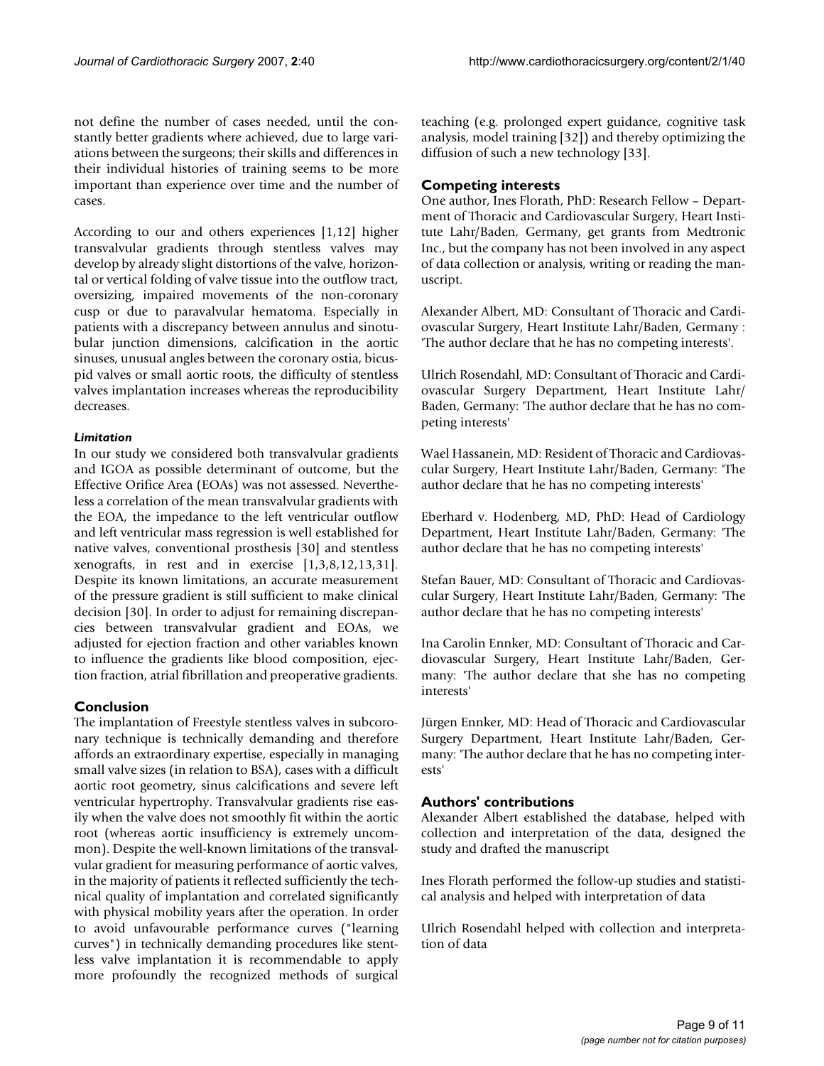not define the number of cases needed, until the constantly better gradients where achieved, due to large variations between the surgeons; their skills and differences in their individual histories of training seems to be more important than experience over time and the number of cases.

According to our and others experiences [1,12] higher transvalvular gradients through stentless valves may develop by already slight distortions of the valve, horizontal or vertical folding of valve tissue into the outflow tract, oversizing, impaired movements of the non-coronary cusp or due to paravalvular hematoma. Especially in patients with a discrepancy between annulus and sinotubular junction dimensions, calcification in the aortic sinuses, unusual angles between the coronary ostia, bicuspid valves or small aortic roots, the difficulty of stentless valves implantation increases whereas the reproducibility decreases.

### *Limitation*

In our study we considered both transvalvular gradients and IGOA as possible determinant of outcome, but the Effective Orifice Area (EOAs) was not assessed. Nevertheless a correlation of the mean transvalvular gradients with the EOA, the impedance to the left ventricular outflow and left ventricular mass regression is well established for native valves, conventional prosthesis [30] and stentless xenografts, in rest and in exercise [1,3,8,12,13,31]. Despite its known limitations, an accurate measurement of the pressure gradient is still sufficient to make clinical decision [30]. In order to adjust for remaining discrepancies between transvalvular gradient and EOAs, we adjusted for ejection fraction and other variables known to influence the gradients like blood composition, ejection fraction, atrial fibrillation and preoperative gradients.

## Conclusion

The implantation of Freestyle stentless valves in subcoronary technique is technically demanding and therefore affords an extraordinary expertise, especially in managing small valve sizes (in relation to BSA), cases with a difficult aortic root geometry, sinus calcifications and severe left ventricular hypertrophy. Transvalvular gradients rise easily when the valve does not smoothly fit within the aortic root (whereas aortic insufficiency is extremely uncommon). Despite the well-known limitations of the transvalvular gradient for measuring performance of aortic valves, in the majority of patients it reflected sufficiently the technical quality of implantation and correlated significantly with physical mobility years after the operation. In order to avoid unfavourable performance curves ("learning curves") in technically demanding procedures like stentless valve implantation it is recommendable to apply more profoundly the recognized methods of surgical teaching (e.g. prolonged expert guidance, cognitive task analysis, model training [32]) and thereby optimizing the diffusion of such a new technology [33].

## Competing interests

One author, Ines Florath, PhD: Research Fellow – Department of Thoracic and Cardiovascular Surgery, Heart Institute Lahr/Baden, Germany, get grants from Medtronic Inc., but the company has not been involved in any aspect of data collection or analysis, writing or reading the manuscript.

Alexander Albert, MD: Consultant of Thoracic and Cardiovascular Surgery, Heart Institute Lahr/Baden, Germany : 'The author declare that he has no competing interests'.

Ulrich Rosendahl, MD: Consultant of Thoracic and Cardiovascular Surgery Department, Heart Institute Lahr/Baden, Germany: 'The author declare that he has no competing interests'

Wael Hassanein, MD: Resident of Thoracic and Cardiovascular Surgery, Heart Institute Lahr/Baden, Germany: 'The author declare that he has no competing interests'

Eberhard v. Hodenberg, MD, PhD: Head of Cardiology Department, Heart Institute Lahr/Baden, Germany: 'The author declare that he has no competing interests'

Stefan Bauer, MD: Consultant of Thoracic and Cardiovascular Surgery, Heart Institute Lahr/Baden, Germany: 'The author declare that he has no competing interests'

Ina Carolin Ennker, MD: Consultant of Thoracic and Cardiovascular Surgery, Heart Institute Lahr/Baden, Germany: 'The author declare that she has no competing interests'

Jürgen Ennker, MD: Head of Thoracic and Cardiovascular Surgery Department, Heart Institute Lahr/Baden, Germany: 'The author declare that he has no competing interests'

## Authors' contributions

Alexander Albert established the database, helped with collection and interpretation of the data, designed the study and drafted the manuscript

Ines Florath performed the follow-up studies and statistical analysis and helped with interpretation of data

Ulrich Rosendahl helped with collection and interpretation of data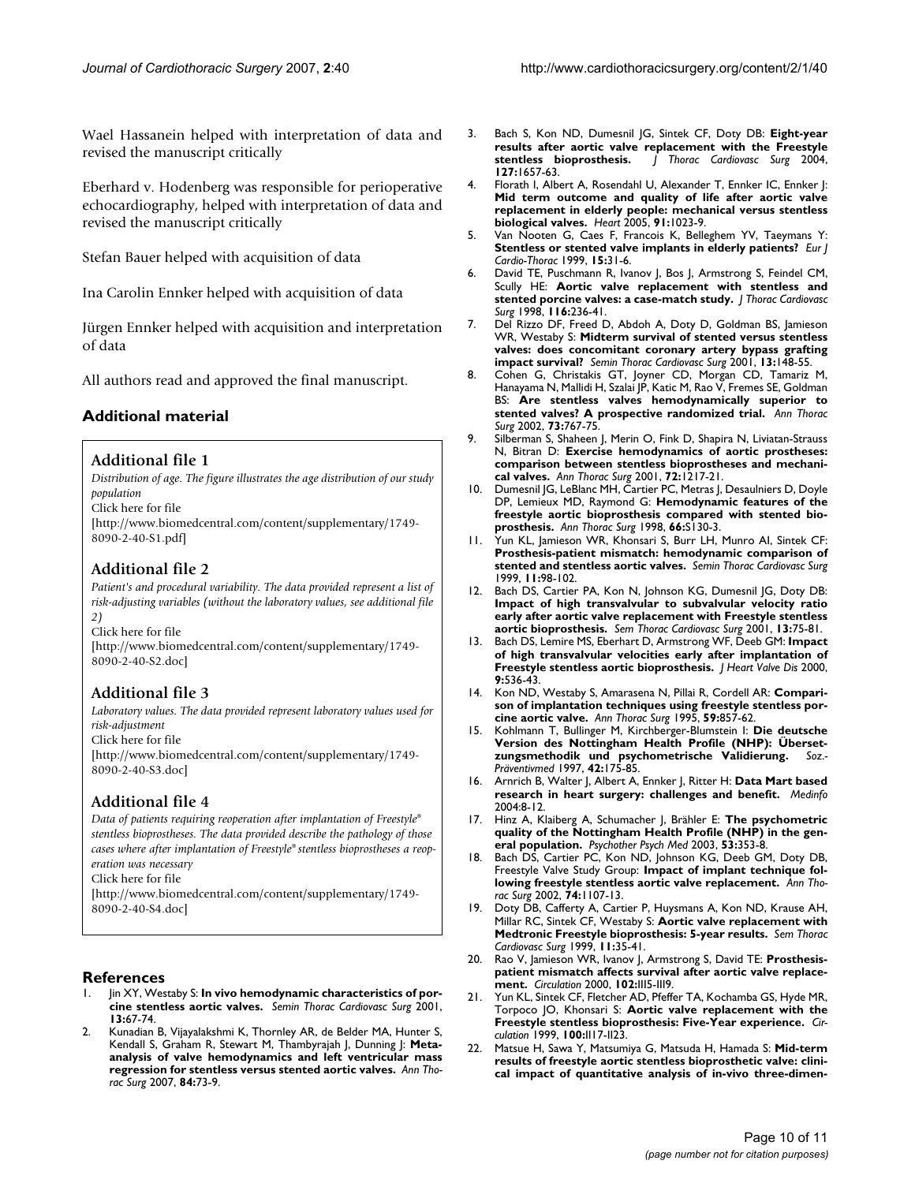Wael Hassanein helped with interpretation of data and revised the manuscript critically

Eberhard v. Hodenberg was responsible for perioperative echocardiography, helped with interpretation of data and revised the manuscript critically

Stefan Bauer helped with acquisition of data

Ina Carolin Ennker helped with acquisition of data

Jürgen Ennker helped with acquisition and interpretation of data

All authors read and approved the final manuscript.

## Additional material

### Additional file 1

*Distribution of age. The figure illustrates the age distribution of our study population*

Click here for file

[http://www.biomedcentral.com/content/supplementary/1749-8090-2-40-S1.pdf]

### Additional file 2

*Patient's and procedural variability. The data provided represent a list of risk-adjusting variables (without the laboratory values, see additional file 2)*

Click here for file

[http://www.biomedcentral.com/content/supplementary/1749-8090-2-40-S2.doc]

### Additional file 3

*Laboratory values. The data provided represent laboratory values used for risk-adjustment*

Click here for file

[http://www.biomedcentral.com/content/supplementary/1749-8090-2-40-S3.doc]

### Additional file 4

*Data of patients requiring reoperation after implantation of Freestyle® stentless bioprostheses. The data provided describe the pathology of those cases where after implantation of Freestyle® stentless bioprostheses a reoperation was necessary*

Click here for file

[http://www.biomedcentral.com/content/supplementary/1749-8090-2-40-S4.doc]

## References

1. Jin XY, Westaby S: **In vivo hemodynamic characteristics of porcine stentless aortic valves.** *Semin Thorac Cardiovasc Surg* 2001, **13:**67-74.
2. Kunadian B, Vijayalakshmi K, Thornley AR, de Belder MA, Hunter S, Kendall S, Graham R, Stewart M, Thambyrajah J, Dunning J: **Meta-analysis of valve hemodynamics and left ventricular mass regression for stentless versus stented aortic valves.** *Ann Thorac Surg* 2007, **84:**73-9.
3. Bach S, Kon ND, Dumesnil JG, Sintek CF, Doty DB: **Eight-year results after aortic valve replacement with the Freestyle stentless bioprosthesis.** *J Thorac Cardiovasc Surg* 2004, **127:**1657-63.
4. Florath I, Albert A, Rosendahl U, Alexander T, Ennker IC, Ennker J: **Mid term outcome and quality of life after aortic valve replacement in elderly people: mechanical versus stentless biological valves.** *Heart* 2005, **91:**1023-9.
5. Van Nooten G, Caes F, Francois K, Belleghem YV, Taeymans Y: **Stentless or stented valve implants in elderly patients?** *Eur J Cardio-Thorac* 1999, **15:**31-6.
6. David TE, Puschmann R, Ivanov J, Bos J, Armstrong S, Feindel CM, Scully HE: **Aortic valve replacement with stentless and stented porcine valves: a case-match study.** *J Thorac Cardiovasc Surg* 1998, **116:**236-41.
7. Del Rizzo DF, Freed D, Abdoh A, Doty D, Goldman BS, Jamieson WR, Westaby S: **Midterm survival of stented versus stentless valves: does concomitant coronary artery bypass grafting impact survival?** *Semin Thorac Cardiovasc Surg* 2001, **13:**148-55.
8. Cohen G, Christakis GT, Joyner CD, Morgan CD, Tamariz M, Hanayama N, Mallidi H, Szalai JP, Katic M, Rao V, Fremes SE, Goldman BS: **Are stentless valves hemodynamically superior to stented valves? A prospective randomized trial.** *Ann Thorac Surg* 2002, **73:**767-75.
9. Silberman S, Shaheen J, Merin O, Fink D, Shapira N, Liviatan-Strauss N, Bitran D: **Exercise hemodynamics of aortic prostheses: comparison between stentless bioprostheses and mechanical valves.** *Ann Thorac Surg* 2001, **72:**1217-21.
10. Dumesnil JG, LeBlanc MH, Cartier PC, Metras J, Desaulniers D, Doyle DP, Lemieux MD, Raymond G: **Hemodynamic features of the freestyle aortic bioprosthesis compared with stented bioprosthesis.** *Ann Thorac Surg* 1998, **66:**S130-3.
11. Yun KL, Jamieson WR, Khonsari S, Burr LH, Munro AI, Sintek CF: **Prosthesis-patient mismatch: hemodynamic comparison of stented and stentless aortic valves.** *Semin Thorac Cardiovasc Surg* 1999, **11:**98-102.
12. Bach DS, Cartier PA, Kon N, Johnson KG, Dumesnil JG, Doty DB: **Impact of high transvalvular to subvalvular velocity ratio early after aortic valve replacement with Freestyle stentless aortic bioprosthesis.** *Sem Thorac Cardiovasc Surg* 2001, **13:**75-81.
13. Bach DS, Lemire MS, Eberhart D, Armstrong WF, Deeb GM: **Impact of high transvalvular velocities early after implantation of Freestyle stentless aortic bioprosthesis.** *J Heart Valve Dis* 2000, **9:**536-43.
14. Kon ND, Westaby S, Amarasena N, Pillai R, Cordell AR: **Comparison of implantation techniques using freestyle stentless porcine aortic valve.** *Ann Thorac Surg* 1995, **59:**857-62.
15. Kohlmann T, Bullinger M, Kirchberger-Blumstein I: **Die deutsche Version des Nottingham Health Profile (NHP): Übersetzungsmethodik und psychometrische Validierung.** *Soz.-Präventivmed* 1997, **42:**175-85.
16. Arnrich B, Walter J, Albert A, Ennker J, Ritter H: **Data Mart based research in heart surgery: challenges and benefit.** *Medinfo* 2004:8-12.
17. Hinz A, Klaiberg A, Schumacher J, Brähler E: **The psychometric quality of the Nottingham Health Profile (NHP) in the general population.** *Psychother Psych Med* 2003, **53:**353-8.
18. Bach DS, Cartier PC, Kon ND, Johnson KG, Deeb GM, Doty DB, Freestyle Valve Study Group: **Impact of implant technique following freestyle stentless aortic valve replacement.** *Ann Thorac Surg* 2002, **74:**1107-13.
19. Doty DB, Cafferty A, Cartier P, Huysmans A, Kon ND, Krause AH, Millar RC, Sintek CF, Westaby S: **Aortic valve replacement with Medtronic Freestyle bioprosthesis: 5-year results.** *Sem Thorac Cardiovasc Surg* 1999, **11:**35-41.
20. Rao V, Jamieson WR, Ivanov J, Armstrong S, David TE: **Prosthesis-patient mismatch affects survival after aortic valve replacement.** *Circulation* 2000, **102:**III5-III9.
21. Yun KL, Sintek CF, Fletcher AD, Pfeffer TA, Kochamba GS, Hyde MR, Torpoco JO, Khonsari S: **Aortic valve replacement with the Freestyle stentless bioprosthesis: Five-Year experience.** *Circulation* 1999, **100:**II17-II23.
22. Matsue H, Sawa Y, Matsumiya G, Matsuda H, Hamada S: **Mid-term results of freestyle aortic stentless bioprosthetic valve: clinical impact of quantitative analysis of in-vivo three-dimen-**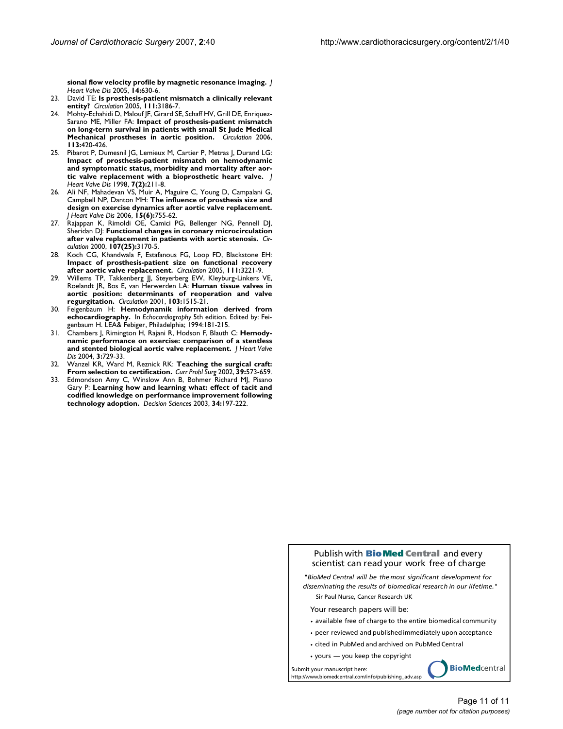sional flow velocity profile by magnetic resonance imaging. *J Heart Valve Dis* 2005, **14:**630-6.

23. David TE: **Is prosthesis-patient mismatch a clinically relevant entity?** *Circulation* 2005, **111:**3186-7.
24. Mohty-Echahidi D, Malouf JF, Girard SE, Schaff HV, Grill DE, Enriquez-Sarano ME, Miller FA: **Impact of prosthesis-patient mismatch on long-term survival in patients with small St Jude Medical Mechanical prostheses in aortic position.** *Circulation* 2006, **113:**420-426.
25. Pibarot P, Dumesnil JG, Lemieux M, Cartier P, Metras J, Durand LG: **Impact of prosthesis-patient mismatch on hemodynamic and symptomatic status, morbidity and mortality after aortic valve replacement with a bioprosthetic heart valve.** *J Heart Valve Dis* 1998, **7(2):**211-8.
26. Ali NF, Mahadevan VS, Muir A, Maguire C, Young D, Campalani G, Campbell NP, Danton MH: **The influence of prosthesis size and design on exercise dynamics after aortic valve replacement.** *J Heart Valve Dis* 2006, **15(6):**755-62.
27. Rajappan K, Rimoldi OE, Camici PG, Bellenger NG, Pennell DJ, Sheridan DJ: **Functional changes in coronary microcirculation after valve replacement in patients with aortic stenosis.** *Circulation* 2000, **107(25):**3170-5.
28. Koch CG, Khandwala F, Estafanous FG, Loop FD, Blackstone EH: **Impact of prosthesis-patient size on functional recovery after aortic valve replacement.** *Circulation* 2005, **111:**3221-9.
29. Willems TP, Takkenberg JJ, Steyerberg EW, Kleyburg-Linkers VE, Roelandt JR, Bos E, van Herwerden LA: **Human tissue valves in aortic position: determinants of reoperation and valve regurgitation.** *Circulation* 2001, **103:**1515-21.
30. Feigenbaum H: **Hemodynamik information derived from echocardiography.** In *Echocardiography* 5th edition. Edited by: Feigenbaum H. LEA& Febiger, Philadelphia; 1994:181-215.
31. Chambers J, Rimington H, Rajani R, Hodson F, Blauth C: **Hemodynamic performance on exercise: comparison of a stentless and stented biological aortic valve replacement.** *J Heart Valve Dis* 2004, **3:**729-33.
32. Wanzel KR, Ward M, Reznick RK: **Teaching the surgical craft: From selection to certification.** *Curr Probl Surg* 2002, **39:**573-659.
33. Edmondson Amy C, Winslow Ann B, Bohmer Richard MJ, Pisano Gary P: **Learning how and learning what: effect of tacit and codified knowledge on performance improvement following technology adoption.** *Decision Sciences* 2003, **34:**197-222.

Publish with **BioMed Central** and every scientist can read your work free of charge

*"BioMed Central will be the most significant development for disseminating the results of biomedical research in our lifetime."*

Sir Paul Nurse, Cancer Research UK

Your research papers will be:

- available free of charge to the entire biomedical community
- peer reviewed and published immediately upon acceptance
- cited in PubMed and archived on PubMed Central
- yours — you keep the copyright

Submit your manuscript here:
http://www.biomedcentral.com/info/publishing_adv.asp

**BioMed**central